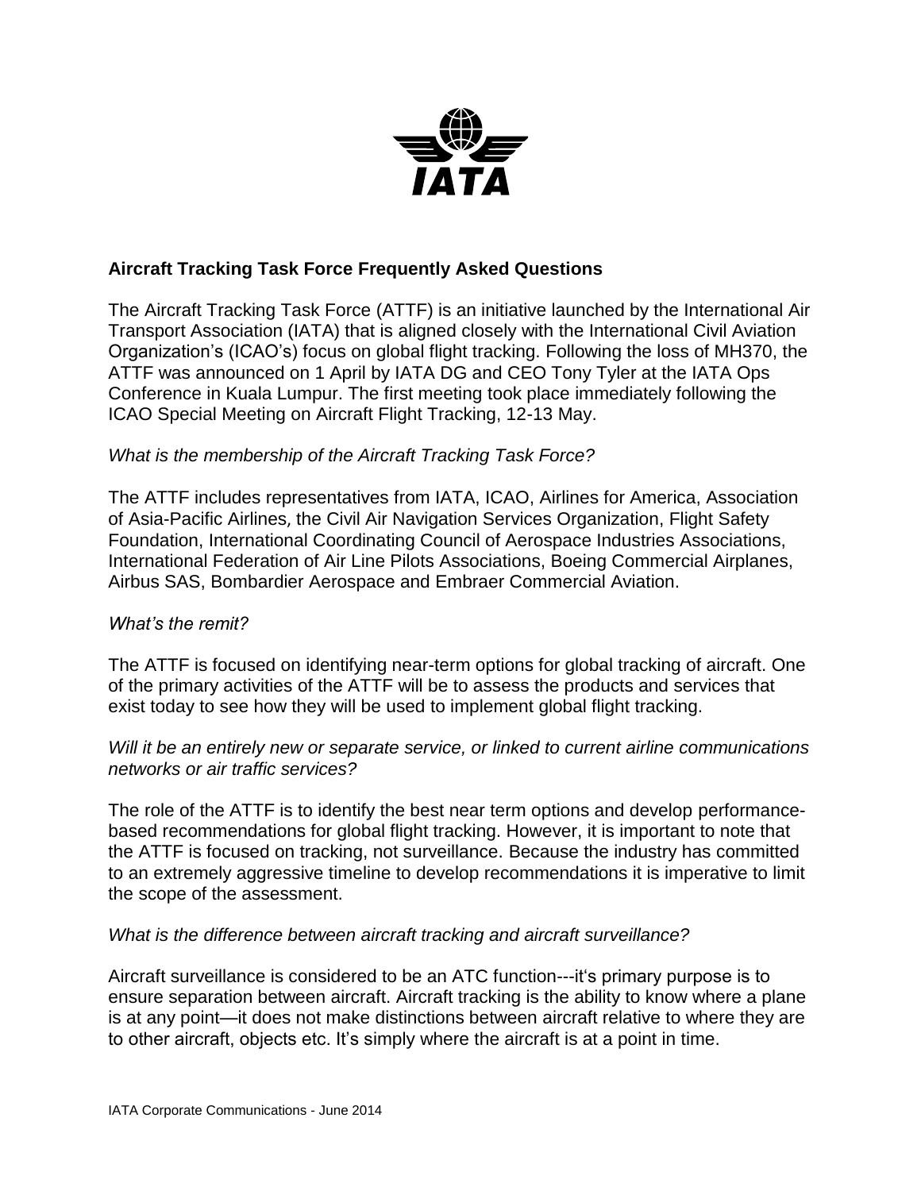IATA

**Aircraft Tracking Task Force Frequently Asked Questions**

The Aircraft Tracking Task Force (ATTF) is an initiative launched by the International Air Transport Association (IATA) that is aligned closely with the International Civil Aviation Organization's (ICAO's) focus on global flight tracking. Following the loss of MH370, the ATTF was announced on 1 April by IATA DG and CEO Tony Tyler at the IATA Ops Conference in Kuala Lumpur. The first meeting took place immediately following the ICAO Special Meeting on Aircraft Flight Tracking, 12-13 May.

*What is the membership of the Aircraft Tracking Task Force?*

The ATTF includes representatives from IATA, ICAO, Airlines for America, Association of Asia-Pacific Airlines, the Civil Air Navigation Services Organization, Flight Safety Foundation, International Coordinating Council of Aerospace Industries Associations, International Federation of Air Line Pilots Associations, Boeing Commercial Airplanes, Airbus SAS, Bombardier Aerospace and Embraer Commercial Aviation.

*What's the remit?*

The ATTF is focused on identifying near-term options for global tracking of aircraft. One of the primary activities of the ATTF will be to assess the products and services that exist today to see how they will be used to implement global flight tracking.

*Will it be an entirely new or separate service, or linked to current airline communications networks or air traffic services?*

The role of the ATTF is to identify the best near term options and develop performance-based recommendations for global flight tracking. However, it is important to note that the ATTF is focused on tracking, not surveillance. Because the industry has committed to an extremely aggressive timeline to develop recommendations it is imperative to limit the scope of the assessment.

*What is the difference between aircraft tracking and aircraft surveillance?*

Aircraft surveillance is considered to be an ATC function---it's primary purpose is to ensure separation between aircraft. Aircraft tracking is the ability to know where a plane is at any point—it does not make distinctions between aircraft relative to where they are to other aircraft, objects etc. It's simply where the aircraft is at a point in time.

IATA Corporate Communications - June 2014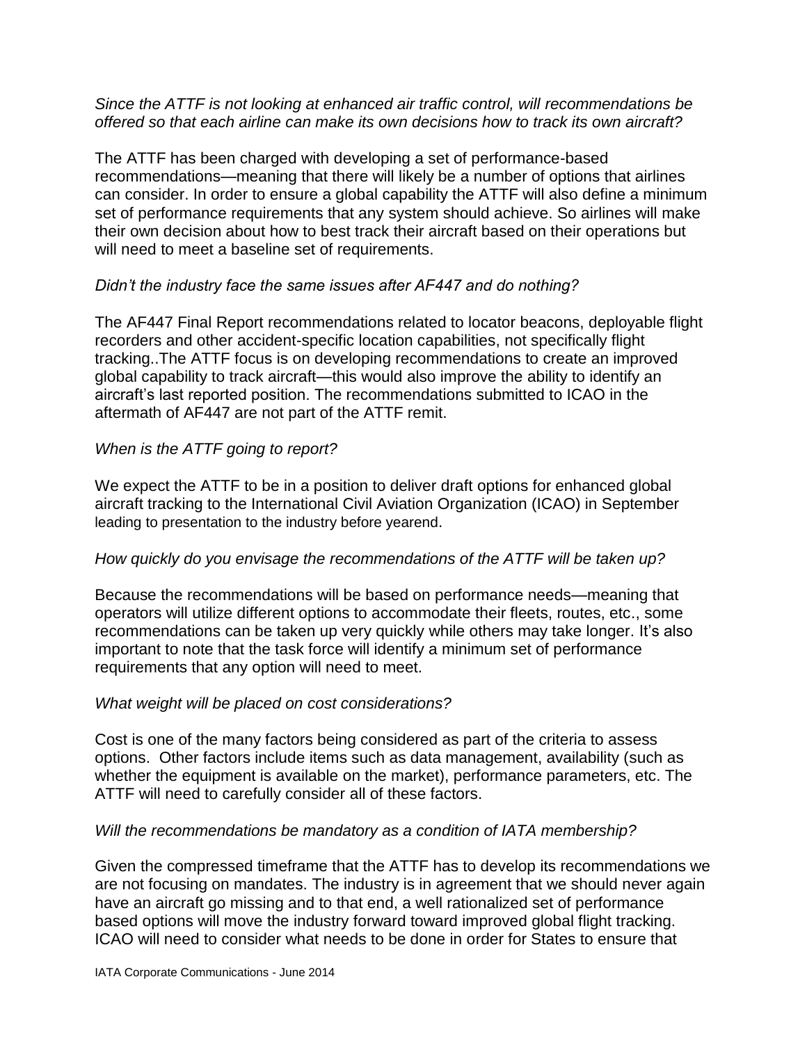*Since the ATTF is not looking at enhanced air traffic control, will recommendations be offered so that each airline can make its own decisions how to track its own aircraft?*

The ATTF has been charged with developing a set of performance-based recommendations—meaning that there will likely be a number of options that airlines can consider. In order to ensure a global capability the ATTF will also define a minimum set of performance requirements that any system should achieve. So airlines will make their own decision about how to best track their aircraft based on their operations but will need to meet a baseline set of requirements.

*Didn't the industry face the same issues after AF447 and do nothing?*

The AF447 Final Report recommendations related to locator beacons, deployable flight recorders and other accident-specific location capabilities, not specifically flight tracking..The ATTF focus is on developing recommendations to create an improved global capability to track aircraft—this would also improve the ability to identify an aircraft's last reported position. The recommendations submitted to ICAO in the aftermath of AF447 are not part of the ATTF remit.

*When is the ATTF going to report?*

We expect the ATTF to be in a position to deliver draft options for enhanced global aircraft tracking to the International Civil Aviation Organization (ICAO) in September leading to presentation to the industry before yearend.

*How quickly do you envisage the recommendations of the ATTF will be taken up?*

Because the recommendations will be based on performance needs—meaning that operators will utilize different options to accommodate their fleets, routes, etc., some recommendations can be taken up very quickly while others may take longer. It's also important to note that the task force will identify a minimum set of performance requirements that any option will need to meet.

*What weight will be placed on cost considerations?*

Cost is one of the many factors being considered as part of the criteria to assess options. Other factors include items such as data management, availability (such as whether the equipment is available on the market), performance parameters, etc. The ATTF will need to carefully consider all of these factors.

*Will the recommendations be mandatory as a condition of IATA membership?*

Given the compressed timeframe that the ATTF has to develop its recommendations we are not focusing on mandates. The industry is in agreement that we should never again have an aircraft go missing and to that end, a well rationalized set of performance based options will move the industry forward toward improved global flight tracking. ICAO will need to consider what needs to be done in order for States to ensure that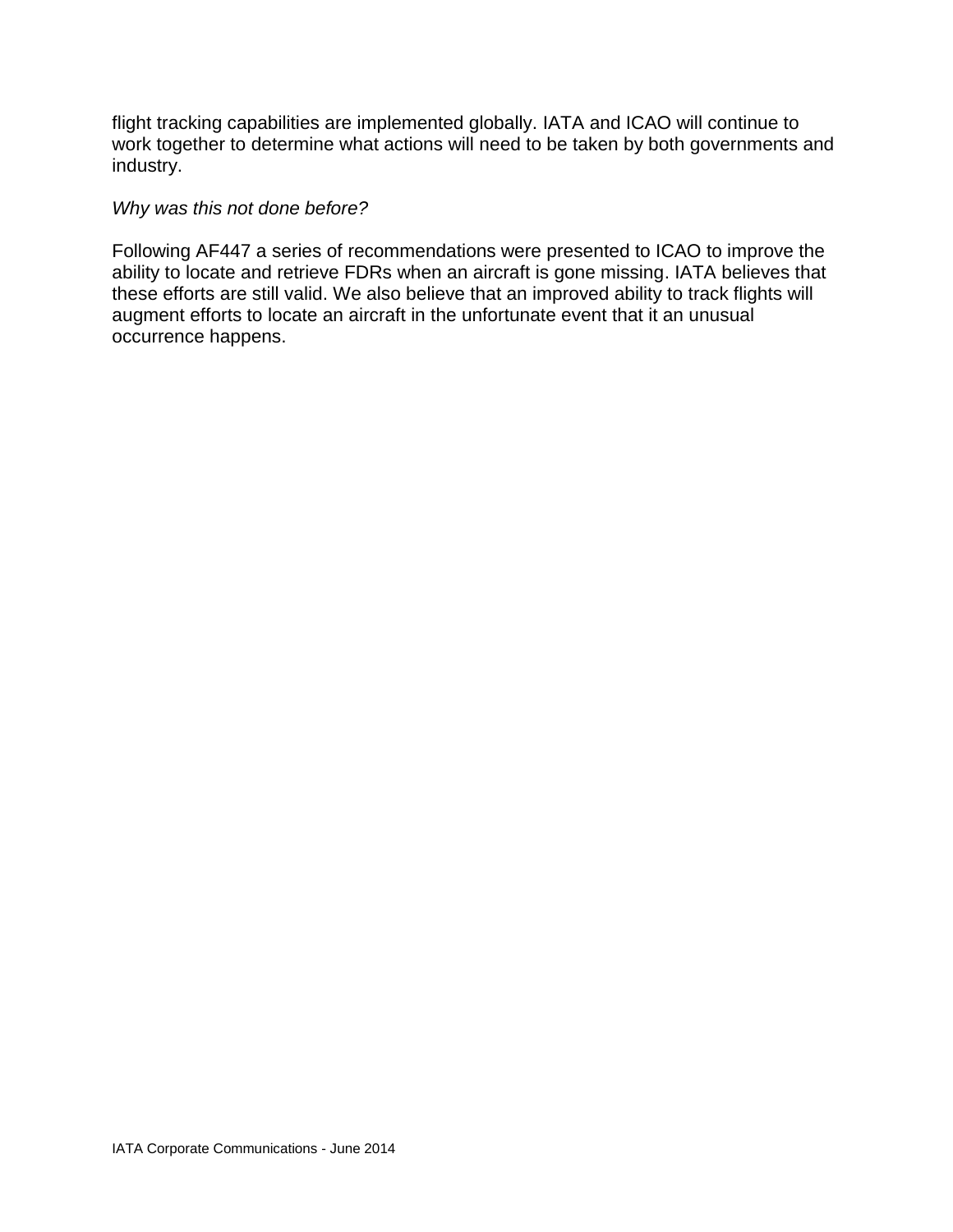flight tracking capabilities are implemented globally. IATA and ICAO will continue to work together to determine what actions will need to be taken by both governments and industry.

*Why was this not done before?*

Following AF447 a series of recommendations were presented to ICAO to improve the ability to locate and retrieve FDRs when an aircraft is gone missing. IATA believes that these efforts are still valid. We also believe that an improved ability to track flights will augment efforts to locate an aircraft in the unfortunate event that it an unusual occurrence happens.

IATA Corporate Communications - June 2014